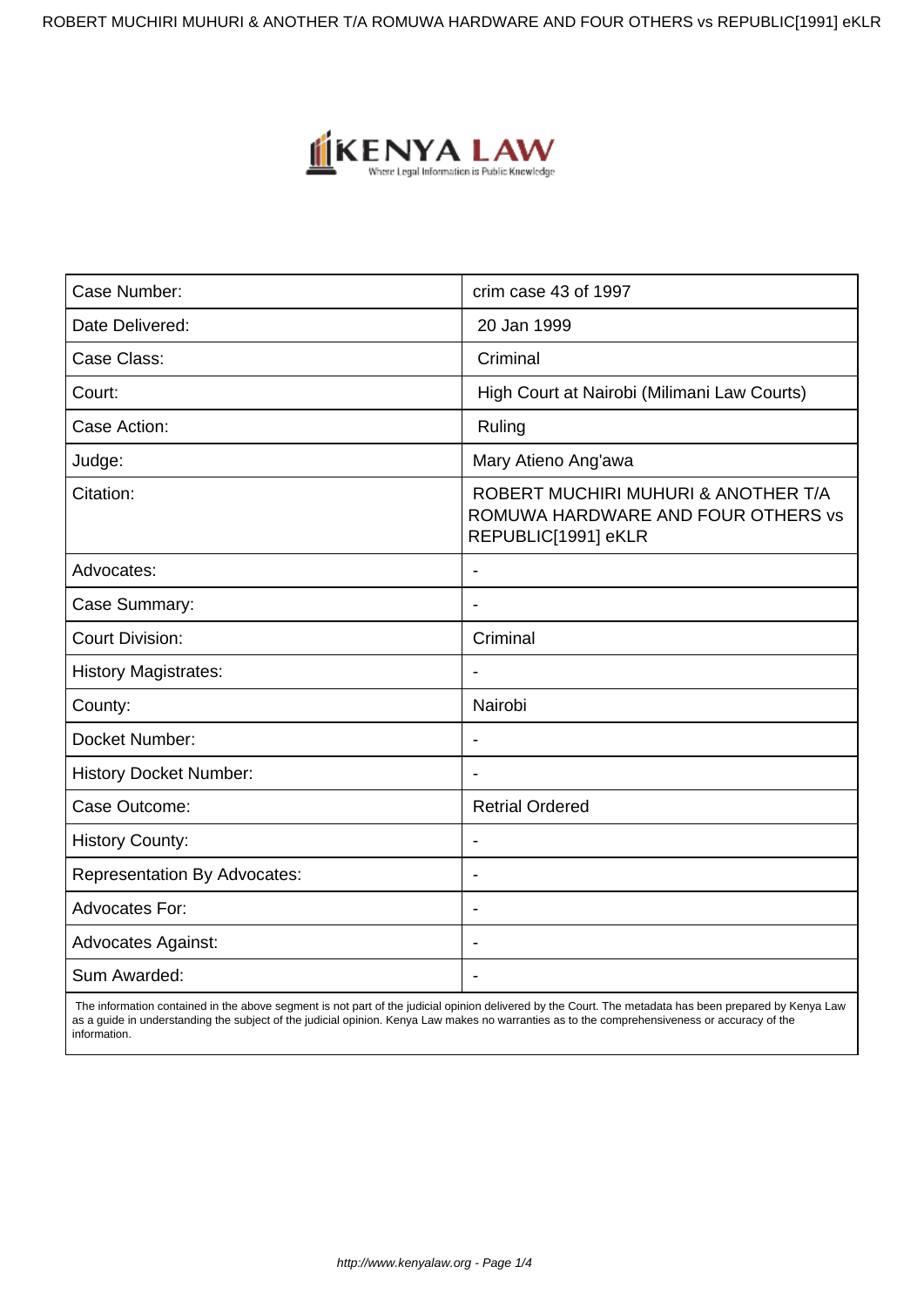| Case Number: | crim case 43 of 1997 |
| --- | --- |
| Date Delivered: | 20 Jan 1999 |
| Case Class: | Criminal |
| Court: | High Court at Nairobi (Milimani Law Courts) |
| Case Action: | Ruling |
| Judge: | Mary Atieno Ang'awa |
| Citation: | ROBERT MUCHIRI MUHURI & ANOTHER T/A ROMUWA HARDWARE AND FOUR OTHERS vs REPUBLIC[1991] eKLR |
| Advocates: | - |
| Case Summary: | - |
| Court Division: | Criminal |
| History Magistrates: | - |
| County: | Nairobi |
| Docket Number: | - |
| History Docket Number: | - |
| Case Outcome: | Retrial Ordered |
| History County: | - |
| Representation By Advocates: | - |
| Advocates For: | - |
| Advocates Against: | - |
| Sum Awarded: | - |

The information contained in the above segment is not part of the judicial opinion delivered by the Court. The metadata has been prepared by Kenya Law as a guide in understanding the subject of the judicial opinion. Kenya Law makes no warranties as to the comprehensiveness or accuracy of the information.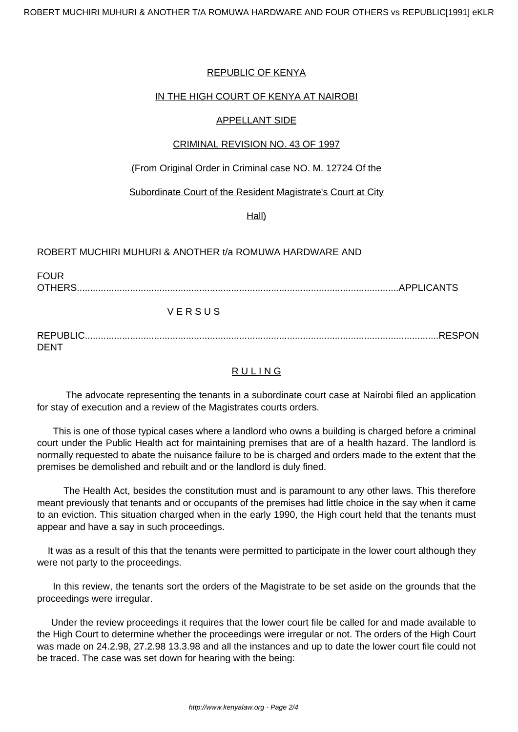REPUBLIC OF KENYA

IN THE HIGH COURT OF KENYA AT NAIROBI

APPELLANT SIDE

CRIMINAL REVISION NO. 43 OF 1997

(From Original Order in Criminal case NO. M. 12724 Of the

Subordinate Court of the Resident Magistrate's Court at City

Hall)

ROBERT MUCHIRI MUHURI & ANOTHER t/a ROMUWA HARDWARE AND

FOUR OTHERS.........................................................................................................................APPLICANTS

V E R S U S

REPUBLIC.....................................................................................................................................RESPONDENT

## R U L I N G

The advocate representing the tenants in a subordinate court case at Nairobi filed an application for stay of execution and a review of the Magistrates courts orders.

This is one of those typical cases where a landlord who owns a building is charged before a criminal court under the Public Health act for maintaining premises that are of a health hazard. The landlord is normally requested to abate the nuisance failure to be is charged and orders made to the extent that the premises be demolished and rebuilt and or the landlord is duly fined.

The Health Act, besides the constitution must and is paramount to any other laws. This therefore meant previously that tenants and or occupants of the premises had little choice in the say when it came to an eviction. This situation charged when in the early 1990, the High court held that the tenants must appear and have a say in such proceedings.

It was as a result of this that the tenants were permitted to participate in the lower court although they were not party to the proceedings.

In this review, the tenants sort the orders of the Magistrate to be set aside on the grounds that the proceedings were irregular.

Under the review proceedings it requires that the lower court file be called for and made available to the High Court to determine whether the proceedings were irregular or not. The orders of the High Court was made on 24.2.98, 27.2.98 13.3.98 and all the instances and up to date the lower court file could not be traced. The case was set down for hearing with the being: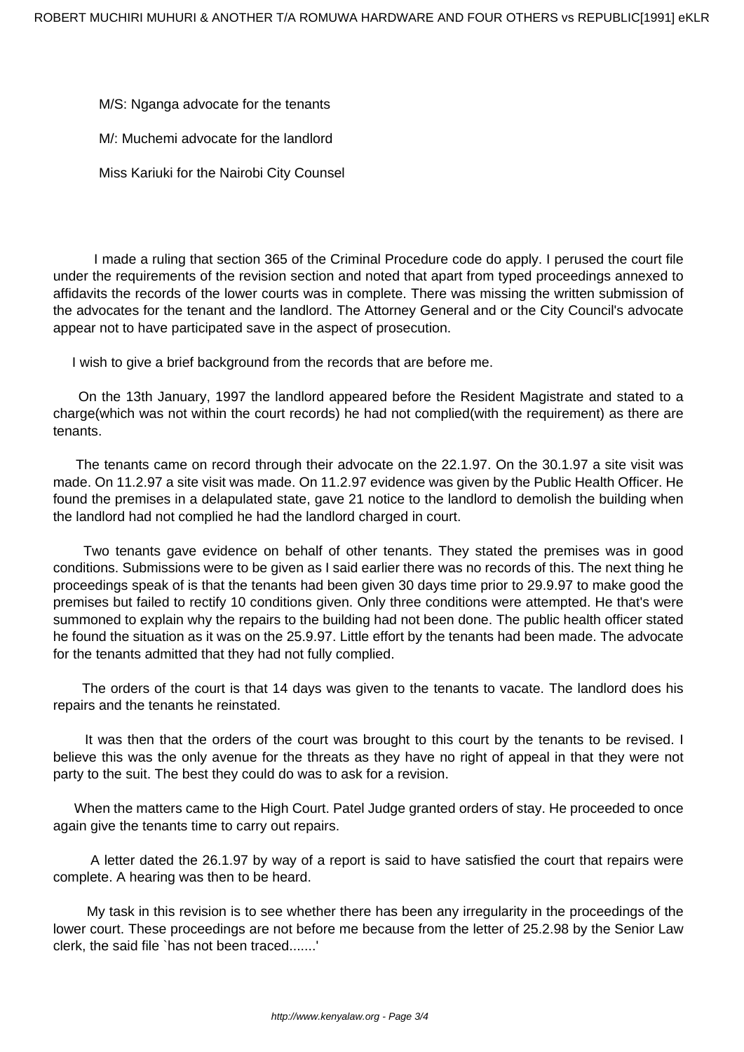M/S: Nganga advocate for the tenants

M/: Muchemi advocate for the landlord

Miss Kariuki for the Nairobi City Counsel

I made a ruling that section 365 of the Criminal Procedure code do apply. I perused the court file under the requirements of the revision section and noted that apart from typed proceedings annexed to affidavits the records of the lower courts was in complete. There was missing the written submission of the advocates for the tenant and the landlord. The Attorney General and or the City Council's advocate appear not to have participated save in the aspect of prosecution.

I wish to give a brief background from the records that are before me.

On the 13th January, 1997 the landlord appeared before the Resident Magistrate and stated to a charge(which was not within the court records) he had not complied(with the requirement) as there are tenants.

The tenants came on record through their advocate on the 22.1.97. On the 30.1.97 a site visit was made. On 11.2.97 a site visit was made. On 11.2.97 evidence was given by the Public Health Officer. He found the premises in a delapulated state, gave 21 notice to the landlord to demolish the building when the landlord had not complied he had the landlord charged in court.

Two tenants gave evidence on behalf of other tenants. They stated the premises was in good conditions. Submissions were to be given as I said earlier there was no records of this. The next thing he proceedings speak of is that the tenants had been given 30 days time prior to 29.9.97 to make good the premises but failed to rectify 10 conditions given. Only three conditions were attempted. He that's were summoned to explain why the repairs to the building had not been done. The public health officer stated he found the situation as it was on the 25.9.97. Little effort by the tenants had been made. The advocate for the tenants admitted that they had not fully complied.

The orders of the court is that 14 days was given to the tenants to vacate. The landlord does his repairs and the tenants he reinstated.

It was then that the orders of the court was brought to this court by the tenants to be revised. I believe this was the only avenue for the threats as they have no right of appeal in that they were not party to the suit. The best they could do was to ask for a revision.

When the matters came to the High Court. Patel Judge granted orders of stay. He proceeded to once again give the tenants time to carry out repairs.

A letter dated the 26.1.97 by way of a report is said to have satisfied the court that repairs were complete. A hearing was then to be heard.

My task in this revision is to see whether there has been any irregularity in the proceedings of the lower court. These proceedings are not before me because from the letter of 25.2.98 by the Senior Law clerk, the said file `has not been traced.......'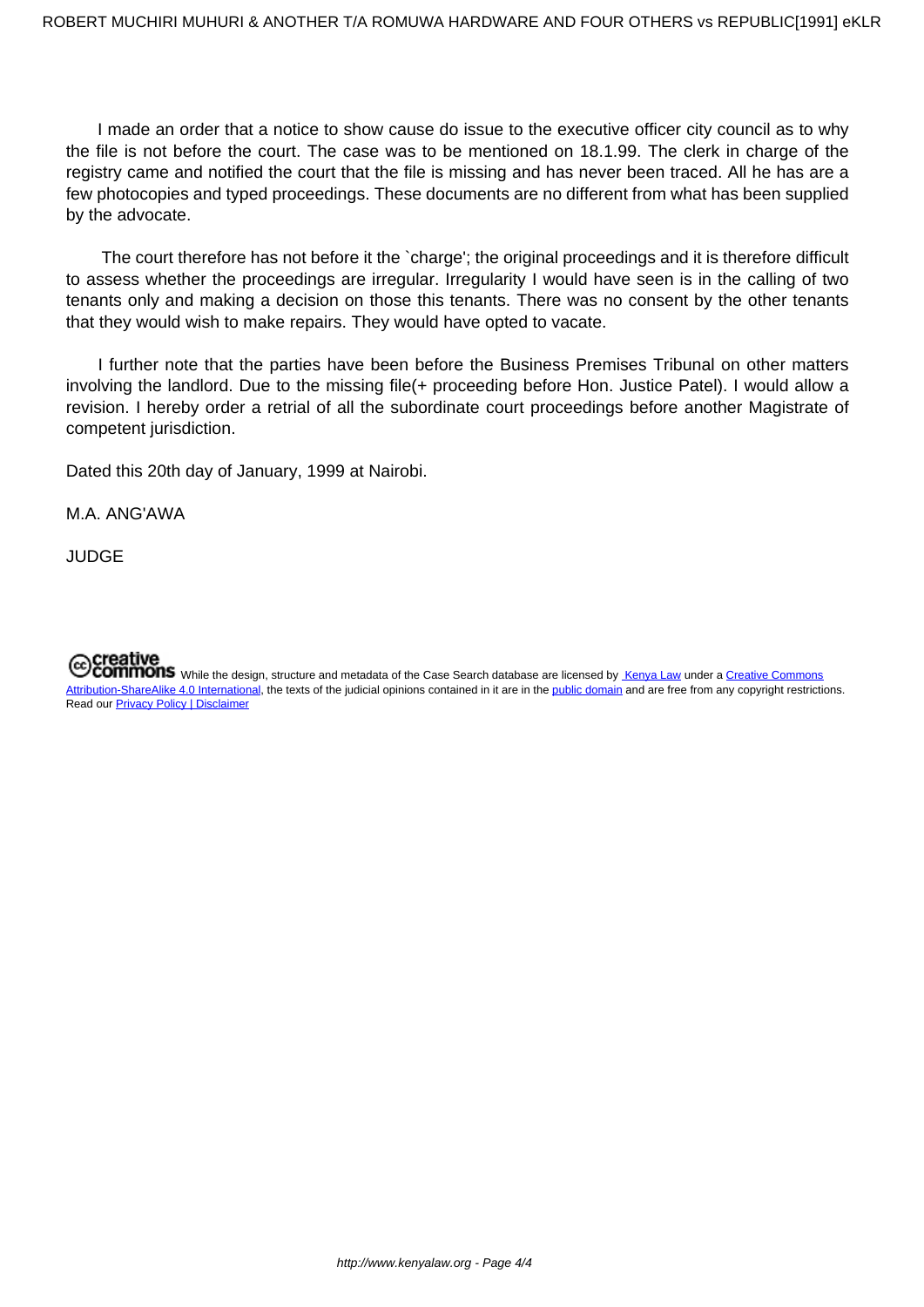I made an order that a notice to show cause do issue to the executive officer city council as to why the file is not before the court. The case was to be mentioned on 18.1.99. The clerk in charge of the registry came and notified the court that the file is missing and has never been traced. All he has are a few photocopies and typed proceedings. These documents are no different from what has been supplied by the advocate.

The court therefore has not before it the `charge'; the original proceedings and it is therefore difficult to assess whether the proceedings are irregular. Irregularity I would have seen is in the calling of two tenants only and making a decision on those this tenants. There was no consent by the other tenants that they would wish to make repairs. They would have opted to vacate.

I further note that the parties have been before the Business Premises Tribunal on other matters involving the landlord. Due to the missing file(+ proceeding before Hon. Justice Patel). I would allow a revision. I hereby order a retrial of all the subordinate court proceedings before another Magistrate of competent jurisdiction.

Dated this 20th day of January, 1999 at Nairobi.

M.A. ANG'AWA

JUDGE

While the design, structure and metadata of the Case Search database are licensed by Kenya Law under a Creative Commons Attribution-ShareAlike 4.0 International, the texts of the judicial opinions contained in it are in the public domain and are free from any copyright restrictions. Read our Privacy Policy | Disclaimer